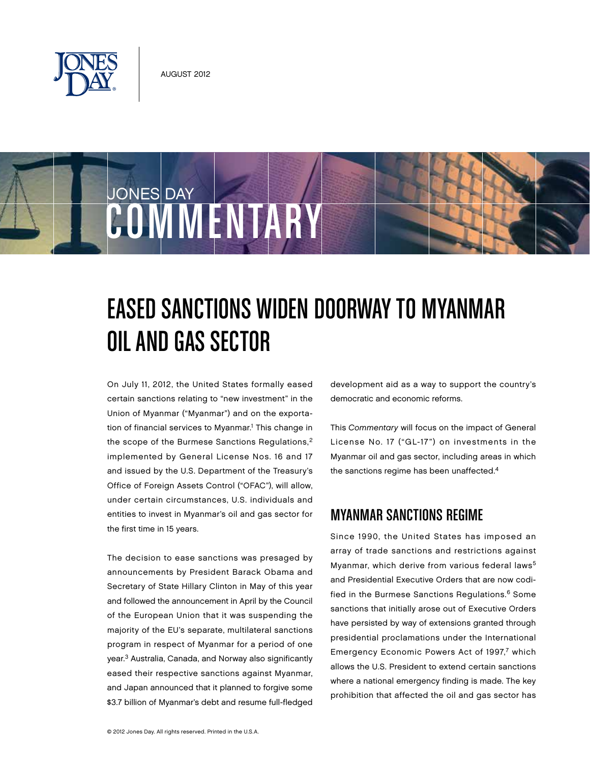AUGUST 2012

JONES DAY COMMENTARY

# EASED SANCTIONS WIDEN DOORWAY TO MYANMAR OIL AND GAS SECTOR

On July 11, 2012, the United States formally eased certain sanctions relating to "new investment" in the Union of Myanmar ("Myanmar") and on the exportation of financial services to Myanmar.[1] This change in the scope of the Burmese Sanctions Regulations,[2] implemented by General License Nos. 16 and 17 and issued by the U.S. Department of the Treasury's Office of Foreign Assets Control ("OFAC"), will allow, under certain circumstances, U.S. individuals and entities to invest in Myanmar's oil and gas sector for the first time in 15 years.

The decision to ease sanctions was presaged by announcements by President Barack Obama and Secretary of State Hillary Clinton in May of this year and followed the announcement in April by the Council of the European Union that it was suspending the majority of the EU's separate, multilateral sanctions program in respect of Myanmar for a period of one year.[3] Australia, Canada, and Norway also significantly eased their respective sanctions against Myanmar, and Japan announced that it planned to forgive some $3.7 billion of Myanmar's debt and resume full-fledged development aid as a way to support the country's democratic and economic reforms.

This *Commentary* will focus on the impact of General License No. 17 ("GL-17") on investments in the Myanmar oil and gas sector, including areas in which the sanctions regime has been unaffected.[4]

## MYANMAR SANCTIONS REGIME

Since 1990, the United States has imposed an array of trade sanctions and restrictions against Myanmar, which derive from various federal laws[5] and Presidential Executive Orders that are now codified in the Burmese Sanctions Regulations.[6] Some sanctions that initially arose out of Executive Orders have persisted by way of extensions granted through presidential proclamations under the International Emergency Economic Powers Act of 1997,[7] which allows the U.S. President to extend certain sanctions where a national emergency finding is made. The key prohibition that affected the oil and gas sector has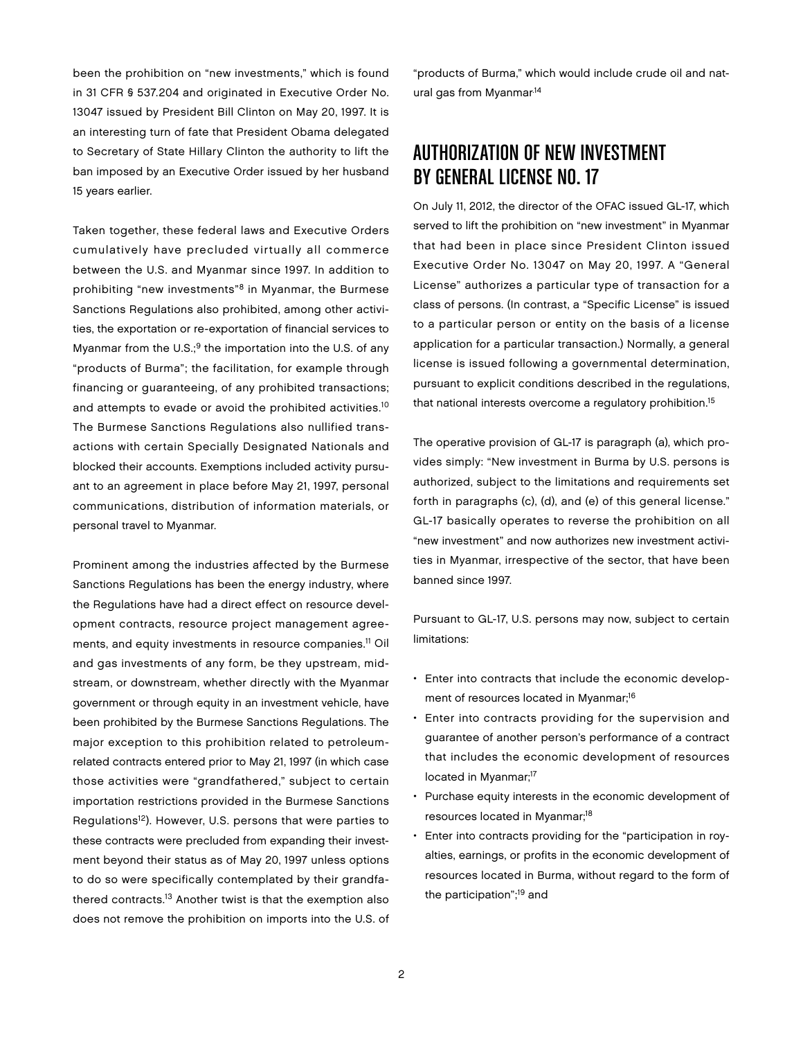been the prohibition on "new investments," which is found in 31 CFR § 537.204 and originated in Executive Order No. 13047 issued by President Bill Clinton on May 20, 1997. It is an interesting turn of fate that President Obama delegated to Secretary of State Hillary Clinton the authority to lift the ban imposed by an Executive Order issued by her husband 15 years earlier.

Taken together, these federal laws and Executive Orders cumulatively have precluded virtually all commerce between the U.S. and Myanmar since 1997. In addition to prohibiting "new investments"[8] in Myanmar, the Burmese Sanctions Regulations also prohibited, among other activities, the exportation or re-exportation of financial services to Myanmar from the U.S.;[9] the importation into the U.S. of any "products of Burma"; the facilitation, for example through financing or guaranteeing, of any prohibited transactions; and attempts to evade or avoid the prohibited activities.[10] The Burmese Sanctions Regulations also nullified transactions with certain Specially Designated Nationals and blocked their accounts. Exemptions included activity pursuant to an agreement in place before May 21, 1997, personal communications, distribution of information materials, or personal travel to Myanmar.

Prominent among the industries affected by the Burmese Sanctions Regulations has been the energy industry, where the Regulations have had a direct effect on resource development contracts, resource project management agreements, and equity investments in resource companies.[11] Oil and gas investments of any form, be they upstream, midstream, or downstream, whether directly with the Myanmar government or through equity in an investment vehicle, have been prohibited by the Burmese Sanctions Regulations. The major exception to this prohibition related to petroleum-related contracts entered prior to May 21, 1997 (in which case those activities were "grandfathered," subject to certain importation restrictions provided in the Burmese Sanctions Regulations[12]). However, U.S. persons that were parties to these contracts were precluded from expanding their investment beyond their status as of May 20, 1997 unless options to do so were specifically contemplated by their grandfathered contracts.[13] Another twist is that the exemption also does not remove the prohibition on imports into the U.S. of "products of Burma," which would include crude oil and natural gas from Myanmar.[14]

## AUTHORIZATION OF NEW INVESTMENT BY GENERAL LICENSE NO. 17

On July 11, 2012, the director of the OFAC issued GL-17, which served to lift the prohibition on "new investment" in Myanmar that had been in place since President Clinton issued Executive Order No. 13047 on May 20, 1997. A "General License" authorizes a particular type of transaction for a class of persons. (In contrast, a "Specific License" is issued to a particular person or entity on the basis of a license application for a particular transaction.) Normally, a general license is issued following a governmental determination, pursuant to explicit conditions described in the regulations, that national interests overcome a regulatory prohibition.[15]

The operative provision of GL-17 is paragraph (a), which provides simply: "New investment in Burma by U.S. persons is authorized, subject to the limitations and requirements set forth in paragraphs (c), (d), and (e) of this general license." GL-17 basically operates to reverse the prohibition on all "new investment" and now authorizes new investment activities in Myanmar, irrespective of the sector, that have been banned since 1997.

Pursuant to GL-17, U.S. persons may now, subject to certain limitations:

- Enter into contracts that include the economic development of resources located in Myanmar;[16]
- Enter into contracts providing for the supervision and guarantee of another person's performance of a contract that includes the economic development of resources located in Myanmar;[17]
- Purchase equity interests in the economic development of resources located in Myanmar;[18]
- Enter into contracts providing for the "participation in royalties, earnings, or profits in the economic development of resources located in Burma, without regard to the form of the participation";[19] and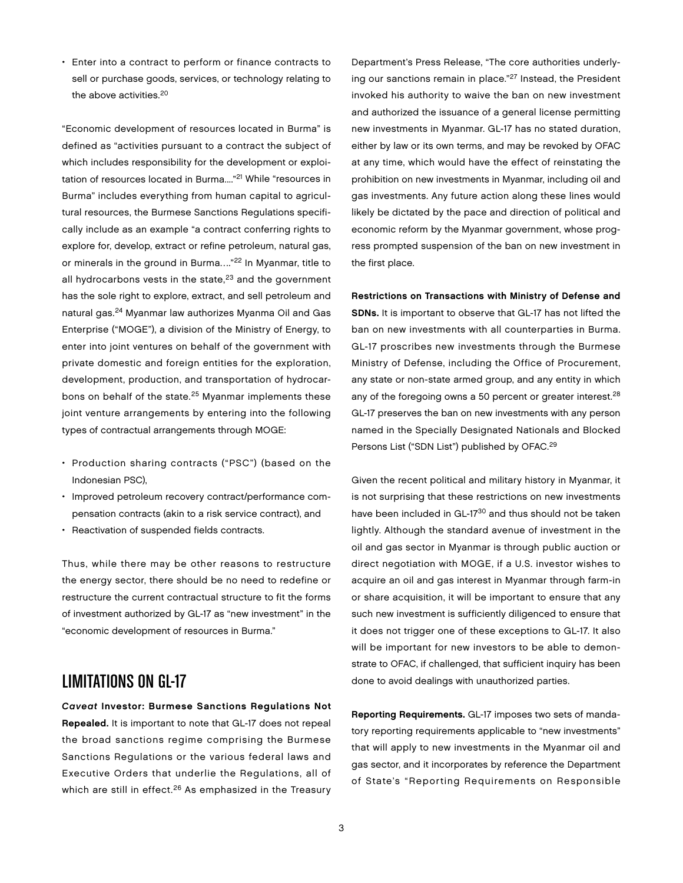- Enter into a contract to perform or finance contracts to sell or purchase goods, services, or technology relating to the above activities.[20]

"Economic development of resources located in Burma" is defined as "activities pursuant to a contract the subject of which includes responsibility for the development or exploitation of resources located in Burma…."[21] While "resources in Burma" includes everything from human capital to agricultural resources, the Burmese Sanctions Regulations specifically include as an example "a contract conferring rights to explore for, develop, extract or refine petroleum, natural gas, or minerals in the ground in Burma…."[22] In Myanmar, title to all hydrocarbons vests in the state,[23] and the government has the sole right to explore, extract, and sell petroleum and natural gas.[24] Myanmar law authorizes Myanma Oil and Gas Enterprise ("MOGE"), a division of the Ministry of Energy, to enter into joint ventures on behalf of the government with private domestic and foreign entities for the exploration, development, production, and transportation of hydrocarbons on behalf of the state.[25] Myanmar implements these joint venture arrangements by entering into the following types of contractual arrangements through MOGE:

- Production sharing contracts ("PSC") (based on the Indonesian PSC),
- Improved petroleum recovery contract/performance compensation contracts (akin to a risk service contract), and
- Reactivation of suspended fields contracts.

Thus, while there may be other reasons to restructure the energy sector, there should be no need to redefine or restructure the current contractual structure to fit the forms of investment authorized by GL-17 as "new investment" in the "economic development of resources in Burma."

## LIMITATIONS ON GL-17

***Caveat* Investor: Burmese Sanctions Regulations Not Repealed.** It is important to note that GL-17 does not repeal the broad sanctions regime comprising the Burmese Sanctions Regulations or the various federal laws and Executive Orders that underlie the Regulations, all of which are still in effect.[26] As emphasized in the Treasury Department's Press Release, "The core authorities underlying our sanctions remain in place."[27] Instead, the President invoked his authority to waive the ban on new investment and authorized the issuance of a general license permitting new investments in Myanmar. GL-17 has no stated duration, either by law or its own terms, and may be revoked by OFAC at any time, which would have the effect of reinstating the prohibition on new investments in Myanmar, including oil and gas investments. Any future action along these lines would likely be dictated by the pace and direction of political and economic reform by the Myanmar government, whose progress prompted suspension of the ban on new investment in the first place.

**Restrictions on Transactions with Ministry of Defense and SDNs.** It is important to observe that GL-17 has not lifted the ban on new investments with all counterparties in Burma. GL-17 proscribes new investments through the Burmese Ministry of Defense, including the Office of Procurement, any state or non-state armed group, and any entity in which any of the foregoing owns a 50 percent or greater interest.[28] GL-17 preserves the ban on new investments with any person named in the Specially Designated Nationals and Blocked Persons List ("SDN List") published by OFAC.[29]

Given the recent political and military history in Myanmar, it is not surprising that these restrictions on new investments have been included in GL-17[30] and thus should not be taken lightly. Although the standard avenue of investment in the oil and gas sector in Myanmar is through public auction or direct negotiation with MOGE, if a U.S. investor wishes to acquire an oil and gas interest in Myanmar through farm-in or share acquisition, it will be important to ensure that any such new investment is sufficiently diligenced to ensure that it does not trigger one of these exceptions to GL-17. It also will be important for new investors to be able to demonstrate to OFAC, if challenged, that sufficient inquiry has been done to avoid dealings with unauthorized parties.

**Reporting Requirements.** GL-17 imposes two sets of mandatory reporting requirements applicable to "new investments" that will apply to new investments in the Myanmar oil and gas sector, and it incorporates by reference the Department of State's "Reporting Requirements on Responsible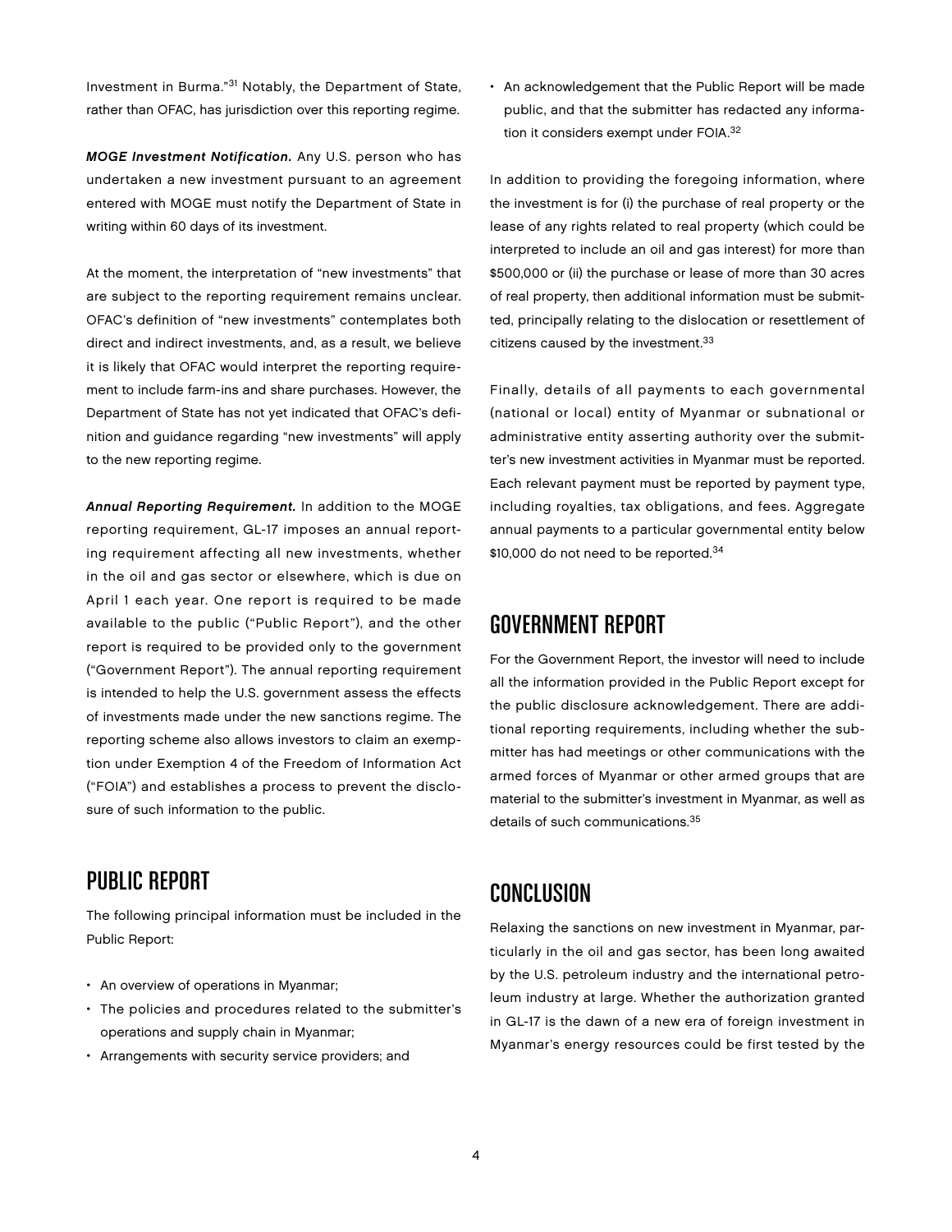Investment in Burma."[31] Notably, the Department of State, rather than OFAC, has jurisdiction over this reporting regime.

***MOGE Investment Notification.*** Any U.S. person who has undertaken a new investment pursuant to an agreement entered with MOGE must notify the Department of State in writing within 60 days of its investment.

At the moment, the interpretation of "new investments" that are subject to the reporting requirement remains unclear. OFAC's definition of "new investments" contemplates both direct and indirect investments, and, as a result, we believe it is likely that OFAC would interpret the reporting requirement to include farm-ins and share purchases. However, the Department of State has not yet indicated that OFAC's definition and guidance regarding "new investments" will apply to the new reporting regime.

***Annual Reporting Requirement.*** In addition to the MOGE reporting requirement, GL-17 imposes an annual reporting requirement affecting all new investments, whether in the oil and gas sector or elsewhere, which is due on April 1 each year. One report is required to be made available to the public ("Public Report"), and the other report is required to be provided only to the government ("Government Report"). The annual reporting requirement is intended to help the U.S. government assess the effects of investments made under the new sanctions regime. The reporting scheme also allows investors to claim an exemption under Exemption 4 of the Freedom of Information Act ("FOIA") and establishes a process to prevent the disclosure of such information to the public.

## PUBLIC REPORT

The following principal information must be included in the Public Report:

- An overview of operations in Myanmar;
- The policies and procedures related to the submitter's operations and supply chain in Myanmar;
- Arrangements with security service providers; and
- An acknowledgement that the Public Report will be made public, and that the submitter has redacted any information it considers exempt under FOIA.[32]

In addition to providing the foregoing information, where the investment is for (i) the purchase of real property or the lease of any rights related to real property (which could be interpreted to include an oil and gas interest) for more than $500,000 or (ii) the purchase or lease of more than 30 acres of real property, then additional information must be submitted, principally relating to the dislocation or resettlement of citizens caused by the investment.[33]

Finally, details of all payments to each governmental (national or local) entity of Myanmar or subnational or administrative entity asserting authority over the submitter's new investment activities in Myanmar must be reported. Each relevant payment must be reported by payment type, including royalties, tax obligations, and fees. Aggregate annual payments to a particular governmental entity below $10,000 do not need to be reported.[34]

## GOVERNMENT REPORT

For the Government Report, the investor will need to include all the information provided in the Public Report except for the public disclosure acknowledgement. There are additional reporting requirements, including whether the submitter has had meetings or other communications with the armed forces of Myanmar or other armed groups that are material to the submitter's investment in Myanmar, as well as details of such communications.[35]

## CONCLUSION

Relaxing the sanctions on new investment in Myanmar, particularly in the oil and gas sector, has been long awaited by the U.S. petroleum industry and the international petroleum industry at large. Whether the authorization granted in GL-17 is the dawn of a new era of foreign investment in Myanmar's energy resources could be first tested by the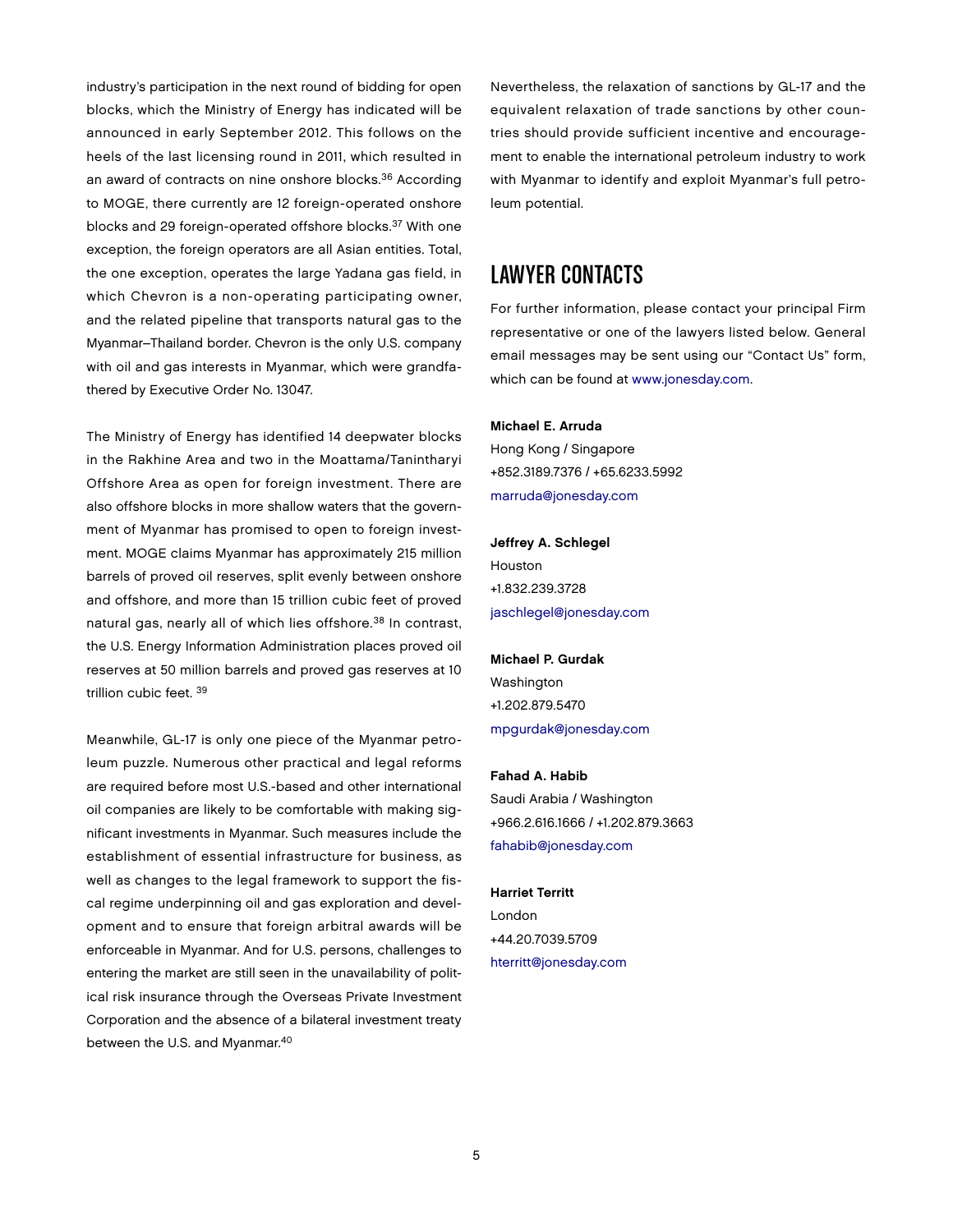industry's participation in the next round of bidding for open blocks, which the Ministry of Energy has indicated will be announced in early September 2012. This follows on the heels of the last licensing round in 2011, which resulted in an award of contracts on nine onshore blocks.[36] According to MOGE, there currently are 12 foreign-operated onshore blocks and 29 foreign-operated offshore blocks.[37] With one exception, the foreign operators are all Asian entities. Total, the one exception, operates the large Yadana gas field, in which Chevron is a non-operating participating owner, and the related pipeline that transports natural gas to the Myanmar–Thailand border. Chevron is the only U.S. company with oil and gas interests in Myanmar, which were grandfathered by Executive Order No. 13047.

The Ministry of Energy has identified 14 deepwater blocks in the Rakhine Area and two in the Moattama/Tanintharyi Offshore Area as open for foreign investment. There are also offshore blocks in more shallow waters that the government of Myanmar has promised to open to foreign investment. MOGE claims Myanmar has approximately 215 million barrels of proved oil reserves, split evenly between onshore and offshore, and more than 15 trillion cubic feet of proved natural gas, nearly all of which lies offshore.[38] In contrast, the U.S. Energy Information Administration places proved oil reserves at 50 million barrels and proved gas reserves at 10 trillion cubic feet.[39]

Meanwhile, GL-17 is only one piece of the Myanmar petroleum puzzle. Numerous other practical and legal reforms are required before most U.S.-based and other international oil companies are likely to be comfortable with making significant investments in Myanmar. Such measures include the establishment of essential infrastructure for business, as well as changes to the legal framework to support the fiscal regime underpinning oil and gas exploration and development and to ensure that foreign arbitral awards will be enforceable in Myanmar. And for U.S. persons, challenges to entering the market are still seen in the unavailability of political risk insurance through the Overseas Private Investment Corporation and the absence of a bilateral investment treaty between the U.S. and Myanmar.[40]

Nevertheless, the relaxation of sanctions by GL-17 and the equivalent relaxation of trade sanctions by other countries should provide sufficient incentive and encouragement to enable the international petroleum industry to work with Myanmar to identify and exploit Myanmar's full petroleum potential.

## LAWYER CONTACTS

For further information, please contact your principal Firm representative or one of the lawyers listed below. General email messages may be sent using our "Contact Us" form, which can be found at www.jonesday.com.

**Michael E. Arruda**
Hong Kong / Singapore
+852.3189.7376 / +65.6233.5992
marruda@jonesday.com

**Jeffrey A. Schlegel**
Houston
+1.832.239.3728
jaschlegel@jonesday.com

**Michael P. Gurdak**
Washington
+1.202.879.5470
mpgurdak@jonesday.com

**Fahad A. Habib**
Saudi Arabia / Washington
+966.2.616.1666 / +1.202.879.3663
fahabib@jonesday.com

**Harriet Territt**
London
+44.20.7039.5709
hterritt@jonesday.com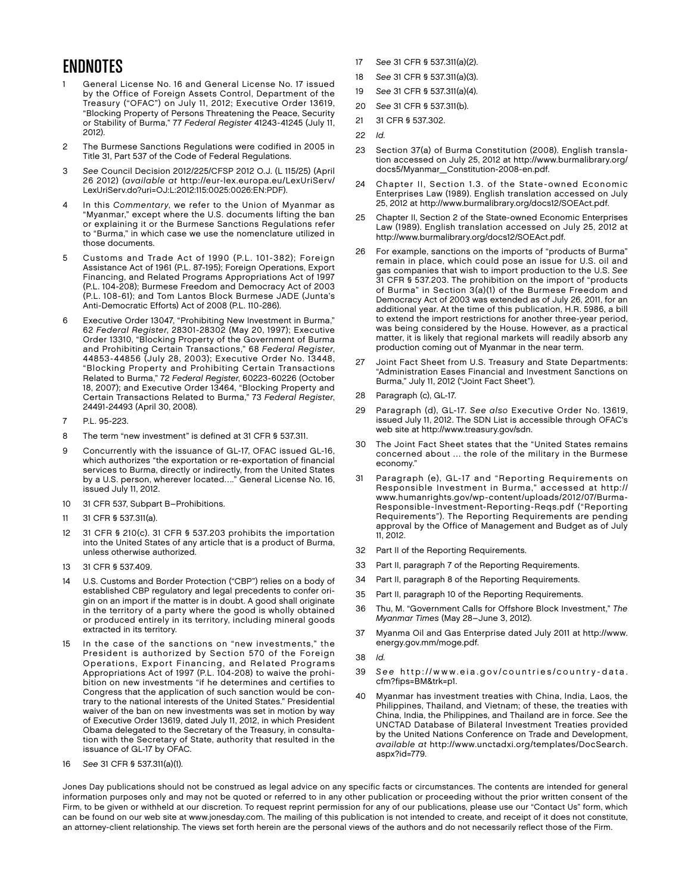# ENDNOTES

1. General License No. 16 and General License No. 17 issued by the Office of Foreign Assets Control, Department of the Treasury ("OFAC") on July 11, 2012; Executive Order 13619, "Blocking Property of Persons Threatening the Peace, Security or Stability of Burma," 77 *Federal Register* 41243-41245 (July 11, 2012).

2. The Burmese Sanctions Regulations were codified in 2005 in Title 31, Part 537 of the Code of Federal Regulations.

3. *See* Council Decision 2012/225/CFSP 2012 O.J. (L 115/25) (April 26 2012) (*available at* http://eur-lex.europa.eu/LexUriServ/LexUriServ.do?uri=OJ:L:2012:115:0025:0026:EN:PDF).

4. In this *Commentary*, we refer to the Union of Myanmar as "Myanmar," except where the U.S. documents lifting the ban or explaining it or the Burmese Sanctions Regulations refer to "Burma," in which case we use the nomenclature utilized in those documents.

5. Customs and Trade Act of 1990 (P.L. 101-382); Foreign Assistance Act of 1961 (P.L. 87-195); Foreign Operations, Export Financing, and Related Programs Appropriations Act of 1997 (P.L. 104-208); Burmese Freedom and Democracy Act of 2003 (P.L. 108-61); and Tom Lantos Block Burmese JADE (Junta's Anti-Democratic Efforts) Act of 2008 (P.L. 110-286).

6. Executive Order 13047, "Prohibiting New Investment in Burma," 62 *Federal Register*, 28301-28302 (May 20, 1997); Executive Order 13310, "Blocking Property of the Government of Burma and Prohibiting Certain Transactions," 68 *Federal Register*, 44853-44856 (July 28, 2003); Executive Order No. 13448, "Blocking Property and Prohibiting Certain Transactions Related to Burma," 72 *Federal Register*, 60223-60226 (October 18, 2007); and Executive Order 13464, "Blocking Property and Certain Transactions Related to Burma," 73 *Federal Register*, 24491-24493 (April 30, 2008).

7. P.L. 95-223.

8. The term "new investment" is defined at 31 CFR § 537.311.

9. Concurrently with the issuance of GL-17, OFAC issued GL-16, which authorizes "the exportation or re-exportation of financial services to Burma, directly or indirectly, from the United States by a U.S. person, wherever located…." General License No. 16, issued July 11, 2012.

10. 31 CFR 537, Subpart B—Prohibitions.

11. 31 CFR § 537.311(a).

12. 31 CFR § 210(c). 31 CFR § 537.203 prohibits the importation into the United States of any article that is a product of Burma, unless otherwise authorized.

13. 31 CFR § 537.409.

14. U.S. Customs and Border Protection ("CBP") relies on a body of established CBP regulatory and legal precedents to confer origin on an import if the matter is in doubt. A good shall originate in the territory of a party where the good is wholly obtained or produced entirely in its territory, including mineral goods extracted in its territory.

15. In the case of the sanctions on "new investments," the President is authorized by Section 570 of the Foreign Operations, Export Financing, and Related Programs Appropriations Act of 1997 (P.L. 104-208) to waive the prohibition on new investments "if he determines and certifies to Congress that the application of such sanction would be contrary to the national interests of the United States." Presidential waiver of the ban on new investments was set in motion by way of Executive Order 13619, dated July 11, 2012, in which President Obama delegated to the Secretary of the Treasury, in consultation with the Secretary of State, authority that resulted in the issuance of GL-17 by OFAC.

16. *See* 31 CFR § 537.311(a)(1).

17. *See* 31 CFR § 537.311(a)(2).

18. *See* 31 CFR § 537.311(a)(3).

19. *See* 31 CFR § 537.311(a)(4).

20. *See* 31 CFR § 537.311(b).

21. 31 CFR § 537.302.

22. *Id.*

23. Section 37(a) of Burma Constitution (2008). English translation accessed on July 25, 2012 at http://www.burmalibrary.org/docs5/Myanmar_Constitution-2008-en.pdf.

24. Chapter II, Section 1.3. of the State-owned Economic Enterprises Law (1989). English translation accessed on July 25, 2012 at http://www.burmalibrary.org/docs12/SOEAct.pdf.

25. Chapter II, Section 2 of the State-owned Economic Enterprises Law (1989). English translation accessed on July 25, 2012 at http://www.burmalibrary.org/docs12/SOEAct.pdf.

26. For example, sanctions on the imports of "products of Burma" remain in place, which could pose an issue for U.S. oil and gas companies that wish to import production to the U.S. *See* 31 CFR § 537.203. The prohibition on the import of "products of Burma" in Section 3(a)(1) of the Burmese Freedom and Democracy Act of 2003 was extended as of July 26, 2011, for an additional year. At the time of this publication, H.R. 5986, a bill to extend the import restrictions for another three-year period, was being considered by the House. However, as a practical matter, it is likely that regional markets will readily absorb any production coming out of Myanmar in the near term.

27. Joint Fact Sheet from U.S. Treasury and State Departments: "Administration Eases Financial and Investment Sanctions on Burma," July 11, 2012 ("Joint Fact Sheet").

28. Paragraph (c), GL-17.

29. Paragraph (d), GL-17. *See also* Executive Order No. 13619, issued July 11, 2012. The SDN List is accessible through OFAC's web site at http://www.treasury.gov/sdn.

30. The Joint Fact Sheet states that the "United States remains concerned about … the role of the military in the Burmese economy."

31. Paragraph (e), GL-17 and "Reporting Requirements on Responsible Investment in Burma," accessed at http://www.humanrights.gov/wp-content/uploads/2012/07/Burma-Responsible-Investment-Reporting-Reqs.pdf ("Reporting Requirements"). The Reporting Requirements are pending approval by the Office of Management and Budget as of July 11, 2012.

32. Part II of the Reporting Requirements.

33. Part II, paragraph 7 of the Reporting Requirements.

34. Part II, paragraph 8 of the Reporting Requirements.

35. Part II, paragraph 10 of the Reporting Requirements.

36. Thu, M. "Government Calls for Offshore Block Investment," *The Myanmar Times* (May 28—June 3, 2012).

37. Myanma Oil and Gas Enterprise dated July 2011 at http://www.energy.gov.mm/moge.pdf.

38. *Id.*

39. *See* http://www.eia.gov/countries/country-data.cfm?fips=BM&trk=p1.

40. Myanmar has investment treaties with China, India, Laos, the Philippines, Thailand, and Vietnam; of these, the treaties with China, India, the Philippines, and Thailand are in force. *See* the UNCTAD Database of Bilateral Investment Treaties provided by the United Nations Conference on Trade and Development, *available at* http://www.unctadxi.org/templates/DocSearch.aspx?id=779.

Jones Day publications should not be construed as legal advice on any specific facts or circumstances. The contents are intended for general information purposes only and may not be quoted or referred to in any other publication or proceeding without the prior written consent of the Firm, to be given or withheld at our discretion. To request reprint permission for any of our publications, please use our "Contact Us" form, which can be found on our web site at www.jonesday.com. The mailing of this publication is not intended to create, and receipt of it does not constitute, an attorney-client relationship. The views set forth herein are the personal views of the authors and do not necessarily reflect those of the Firm.